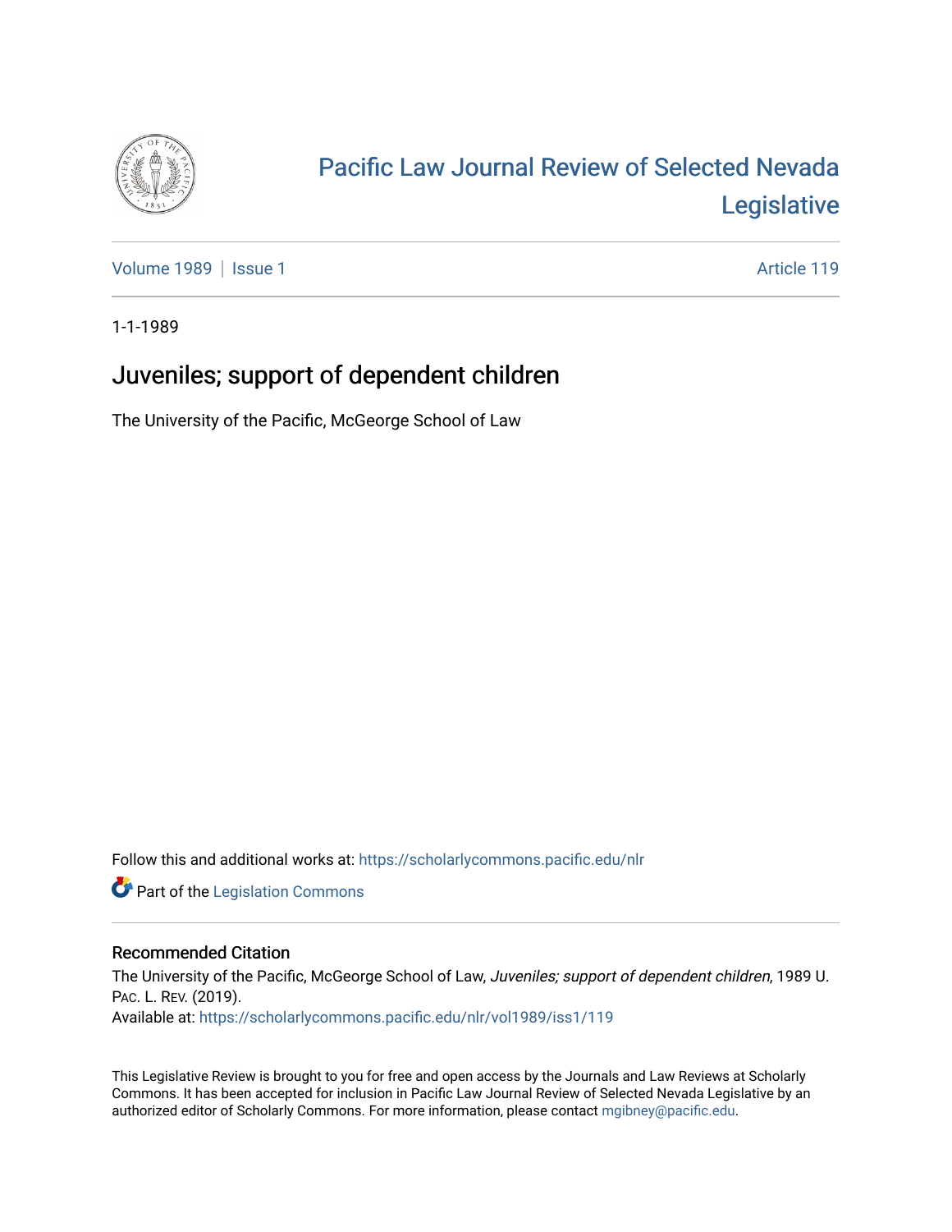Pacific Law Journal Review of Selected Nevada Legislative

Volume 1989 | Issue 1 | Article 119

1-1-1989

# Juveniles; support of dependent children

The University of the Pacific, McGeorge School of Law

Follow this and additional works at: https://scholarlycommons.pacific.edu/nlr

Part of the Legislation Commons

## Recommended Citation

The University of the Pacific, McGeorge School of Law, *Juveniles; support of dependent children*, 1989 U. Pac. L. Rev. (2019).
Available at: https://scholarlycommons.pacific.edu/nlr/vol1989/iss1/119

This Legislative Review is brought to you for free and open access by the Journals and Law Reviews at Scholarly Commons. It has been accepted for inclusion in Pacific Law Journal Review of Selected Nevada Legislative by an authorized editor of Scholarly Commons. For more information, please contact mgibney@pacific.edu.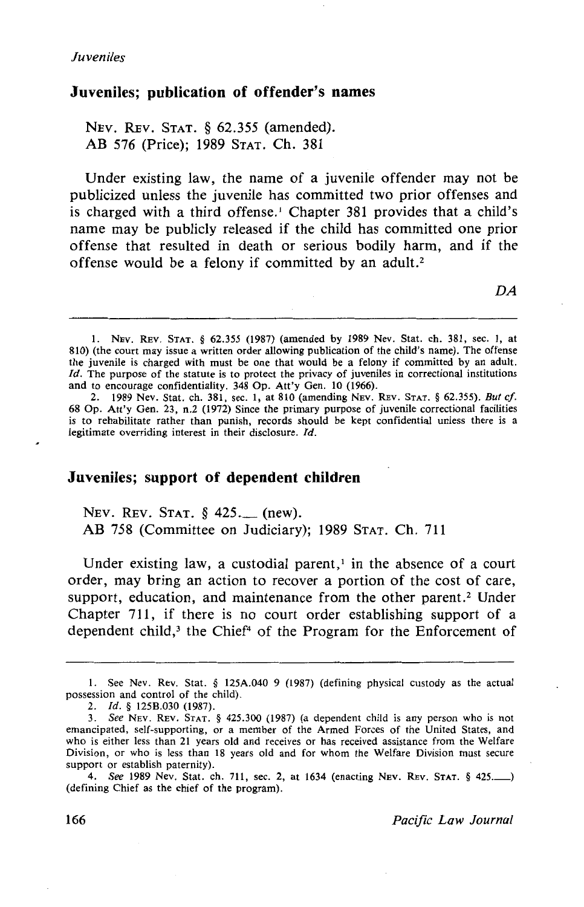## Juveniles; publication of offender's names

NEV. REV. STAT. § 62.355 (amended).
AB 576 (Price); 1989 STAT. Ch. 381

Under existing law, the name of a juvenile offender may not be publicized unless the juvenile has committed two prior offenses and is charged with a third offense.[1] Chapter 381 provides that a child's name may be publicly released if the child has committed one prior offense that resulted in death or serious bodily harm, and if the offense would be a felony if committed by an adult.[2]

*DA*

---

1. NEV. REV. STAT. § 62.355 (1987) (amended by 1989 Nev. Stat. ch. 381, sec. 1, at 810) (the court may issue a written order allowing publication of the child's name). The offense the juvenile is charged with must be one that would be a felony if committed by an adult. *Id.* The purpose of the statute is to protect the privacy of juveniles in correctional institutions and to encourage confidentiality. 348 Op. Att'y Gen. 10 (1966).
2. 1989 Nev. Stat. ch. 381, sec. 1, at 810 (amending NEV. REV. STAT. § 62.355). *But cf.* 68 Op. Att'y Gen. 23, n.2 (1972) Since the primary purpose of juvenile correctional facilities is to rehabilitate rather than punish, records should be kept confidential unless there is a legitimate overriding interest in their disclosure. *Id.*

## Juveniles; support of dependent children

NEV. REV. STAT. § 425.__ (new).
AB 758 (Committee on Judiciary); 1989 STAT. Ch. 711

Under existing law, a custodial parent,[1] in the absence of a court order, may bring an action to recover a portion of the cost of care, support, education, and maintenance from the other parent.[2] Under Chapter 711, if there is no court order establishing support of a dependent child,[3] the Chief[4] of the Program for the Enforcement of

---

1. See Nev. Rev. Stat. § 125A.040 9 (1987) (defining physical custody as the actual possession and control of the child).
2. *Id.* § 125B.030 (1987).
3. *See* NEV. REV. STAT. § 425.300 (1987) (a dependent child is any person who is not emancipated, self-supporting, or a member of the Armed Forces of the United States, and who is either less than 21 years old and receives or has received assistance from the Welfare Division, or who is less than 18 years old and for whom the Welfare Division must secure support or establish paternity).
4. *See* 1989 Nev. Stat. ch. 711, sec. 2, at 1634 (enacting NEV. REV. STAT. § 425.__) (defining Chief as the chief of the program).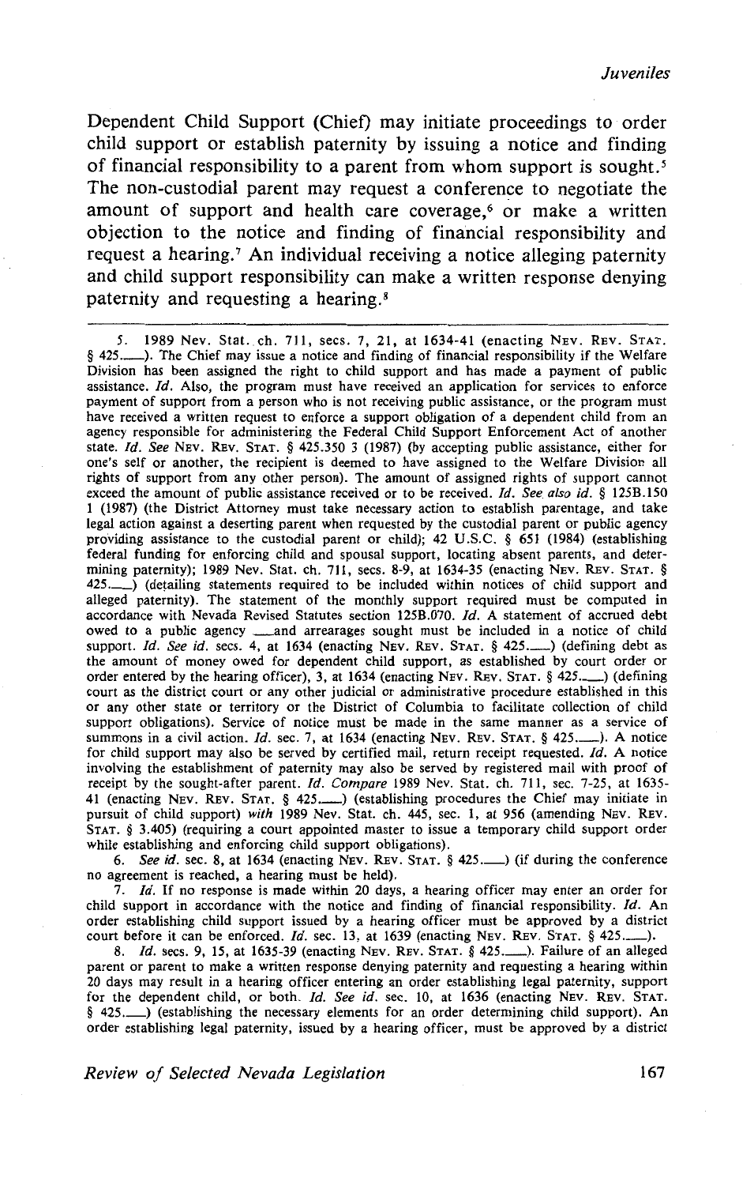Dependent Child Support (Chief) may initiate proceedings to order child support or establish paternity by issuing a notice and finding of financial responsibility to a parent from whom support is sought.[5] The non-custodial parent may request a conference to negotiate the amount of support and health care coverage,[6] or make a written objection to the notice and finding of financial responsibility and request a hearing.[7] An individual receiving a notice alleging paternity and child support responsibility can make a written response denying paternity and requesting a hearing.[8]

---

5. 1989 Nev. Stat. ch. 711, secs. 7, 21, at 1634-41 (enacting NEV. REV. STAT. § 425.___). The Chief may issue a notice and finding of financial responsibility if the Welfare Division has been assigned the right to child support and has made a payment of public assistance. *Id.* Also, the program must have received an application for services to enforce payment of support from a person who is not receiving public assistance, or the program must have received a written request to enforce a support obligation of a dependent child from an agency responsible for administering the Federal Child Support Enforcement Act of another state. *Id. See* NEV. REV. STAT. § 425.350 3 (1987) (by accepting public assistance, either for one's self or another, the recipient is deemed to have assigned to the Welfare Division all rights of support from any other person). The amount of assigned rights of support cannot exceed the amount of public assistance received or to be received. *Id. See also id.* § 125B.150 1 (1987) (the District Attorney must take necessary action to establish parentage, and take legal action against a deserting parent when requested by the custodial parent or public agency providing assistance to the custodial parent or child); 42 U.S.C. § 651 (1984) (establishing federal funding for enforcing child and spousal support, locating absent parents, and determining paternity); 1989 Nev. Stat. ch. 711, secs. 8-9, at 1634-35 (enacting NEV. REV. STAT. § 425.___) (detailing statements required to be included within notices of child support and alleged paternity). The statement of the monthly support required must be computed in accordance with Nevada Revised Statutes section 125B.070. *Id.* A statement of accrued debt owed to a public agency ___and arrearages sought must be included in a notice of child support. *Id. See id.* secs. 4, at 1634 (enacting NEV. REV. STAT. § 425.___) (defining debt as the amount of money owed for dependent child support, as established by court order or order entered by the hearing officer), 3, at 1634 (enacting NEV. REV. STAT. § 425.___) (defining court as the district court or any other judicial or administrative procedure established in this or any other state or territory or the District of Columbia to facilitate collection of child support obligations). Service of notice must be made in the same manner as a service of summons in a civil action. *Id.* sec. 7, at 1634 (enacting NEV. REV. STAT. § 425.___). A notice for child support may also be served by certified mail, return receipt requested. *Id.* A notice involving the establishment of paternity may also be served by registered mail with proof of receipt by the sought-after parent. *Id. Compare* 1989 Nev. Stat. ch. 711, sec. 7-25, at 1635-41 (enacting NEV. REV. STAT. § 425.___) (establishing procedures the Chief may initiate in pursuit of child support) *with* 1989 Nev. Stat. ch. 445, sec. 1, at 956 (amending NEV. REV. STAT. § 3.405) (requiring a court appointed master to issue a temporary child support order while establishing and enforcing child support obligations).

6. *See id.* sec. 8, at 1634 (enacting NEV. REV. STAT. § 425.___) (if during the conference no agreement is reached, a hearing must be held).

7. *Id.* If no response is made within 20 days, a hearing officer may enter an order for child support in accordance with the notice and finding of financial responsibility. *Id.* An order establishing child support issued by a hearing officer must be approved by a district court before it can be enforced. *Id.* sec. 13, at 1639 (enacting NEV. REV. STAT. § 425.___).

8. *Id.* secs. 9, 15, at 1635-39 (enacting NEV. REV. STAT. § 425.___). Failure of an alleged parent or parent to make a written response denying paternity and requesting a hearing within 20 days may result in a hearing officer entering an order establishing legal paternity, support for the dependent child, or both. *Id. See id.* sec. 10, at 1636 (enacting NEV. REV. STAT. § 425.___) (establishing the necessary elements for an order determining child support). An order establishing legal paternity, issued by a hearing officer, must be approved by a district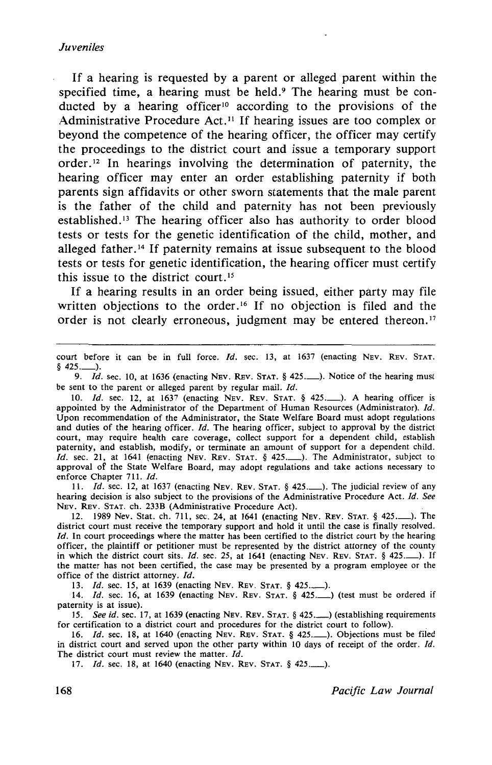If a hearing is requested by a parent or alleged parent within the specified time, a hearing must be held.[9] The hearing must be conducted by a hearing officer[10] according to the provisions of the Administrative Procedure Act.[11] If hearing issues are too complex or beyond the competence of the hearing officer, the officer may certify the proceedings to the district court and issue a temporary support order.[12] In hearings involving the determination of paternity, the hearing officer may enter an order establishing paternity if both parents sign affidavits or other sworn statements that the male parent is the father of the child and paternity has not been previously established.[13] The hearing officer also has authority to order blood tests or tests for the genetic identification of the child, mother, and alleged father.[14] If paternity remains at issue subsequent to the blood tests or tests for genetic identification, the hearing officer must certify this issue to the district court.[15]

If a hearing results in an order being issued, either party may file written objections to the order.[16] If no objection is filed and the order is not clearly erroneous, judgment may be entered thereon.[17]

---

court before it can be in full force. *Id.* sec. 13, at 1637 (enacting NEV. REV. STAT. § 425.___).

9. *Id.* sec. 10, at 1636 (enacting NEV. REV. STAT. § 425.___). Notice of the hearing must be sent to the parent or alleged parent by regular mail. *Id.*

10. *Id.* sec. 12, at 1637 (enacting NEV. REV. STAT. § 425.___). A hearing officer is appointed by the Administrator of the Department of Human Resources (Administrator). *Id.* Upon recommendation of the Administrator, the State Welfare Board must adopt regulations and duties of the hearing officer. *Id.* The hearing officer, subject to approval by the district court, may require health care coverage, collect support for a dependent child, establish paternity, and establish, modify, or terminate an amount of support for a dependent child. *Id.* sec. 21, at 1641 (enacting NEV. REV. STAT. § 425.___). The Administrator, subject to approval of the State Welfare Board, may adopt regulations and take actions necessary to enforce Chapter 711. *Id.*

11. *Id.* sec. 12, at 1637 (enacting NEV. REV. STAT. § 425.___). The judicial review of any hearing decision is also subject to the provisions of the Administrative Procedure Act. *Id. See* NEV. REV. STAT. ch. 233B (Administrative Procedure Act).

12. 1989 Nev. Stat. ch. 711, sec. 24, at 1641 (enacting NEV. REV. STAT. § 425.___). The district court must receive the temporary support and hold it until the case is finally resolved. *Id.* In court proceedings where the matter has been certified to the district court by the hearing officer, the plaintiff or petitioner must be represented by the district attorney of the county in which the district court sits. *Id.* sec. 25, at 1641 (enacting NEV. REV. STAT. § 425.___). If the matter has not been certified, the case may be presented by a program employee or the office of the district attorney. *Id.*

13. *Id.* sec. 15, at 1639 (enacting NEV. REV. STAT. § 425.___).

14. *Id.* sec. 16, at 1639 (enacting NEV. REV. STAT. § 425.___) (test must be ordered if paternity is at issue).

15. *See id.* sec. 17, at 1639 (enacting NEV. REV. STAT. § 425.___) (establishing requirements for certification to a district court and procedures for the district court to follow).

16. *Id.* sec. 18, at 1640 (enacting NEV. REV. STAT. § 425.___). Objections must be filed in district court and served upon the other party within 10 days of receipt of the order. *Id.* The district court must review the matter. *Id.*

17. *Id.* sec. 18, at 1640 (enacting NEV. REV. STAT. § 425.___).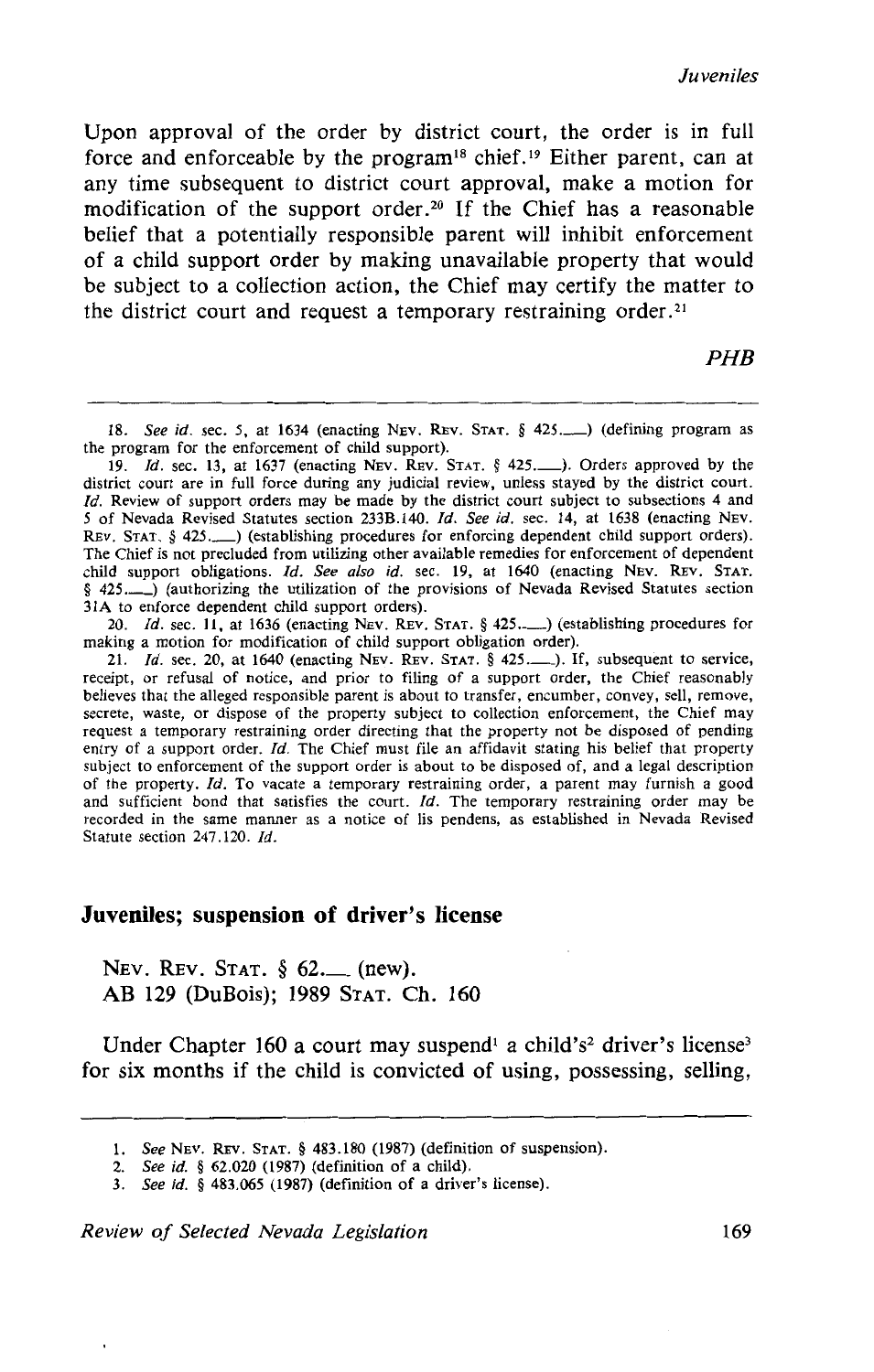Upon approval of the order by district court, the order is in full force and enforceable by the program[18] chief.[19] Either parent, can at any time subsequent to district court approval, make a motion for modification of the support order.[20] If the Chief has a reasonable belief that a potentially responsible parent will inhibit enforcement of a child support order by making unavailable property that would be subject to a collection action, the Chief may certify the matter to the district court and request a temporary restraining order.[21]

*PHB*

---

18. *See id.* sec. 5, at 1634 (enacting NEV. REV. STAT. § 425.___) (defining program as the program for the enforcement of child support).

19. *Id.* sec. 13, at 1637 (enacting NEV. REV. STAT. § 425.___). Orders approved by the district court are in full force during any judicial review, unless stayed by the district court. *Id.* Review of support orders may be made by the district court subject to subsections 4 and 5 of Nevada Revised Statutes section 233B.140. *Id. See id.* sec. 14, at 1638 (enacting NEV. REV. STAT. § 425.___) (establishing procedures for enforcing dependent child support orders). The Chief is not precluded from utilizing other available remedies for enforcement of dependent child support obligations. *Id. See also id.* sec. 19, at 1640 (enacting NEV. REV. STAT. § 425.___) (authorizing the utilization of the provisions of Nevada Revised Statutes section 31A to enforce dependent child support orders).

20. *Id.* sec. 11, at 1636 (enacting NEV. REV. STAT. § 425.___) (establishing procedures for making a motion for modification of child support obligation order).

21. *Id.* sec. 20, at 1640 (enacting NEV. REV. STAT. § 425.___). If, subsequent to service, receipt, or refusal of notice, and prior to filing of a support order, the Chief reasonably believes that the alleged responsible parent is about to transfer, encumber, convey, sell, remove, secrete, waste, or dispose of the property subject to collection enforcement, the Chief may request a temporary restraining order directing that the property not be disposed of pending entry of a support order. *Id.* The Chief must file an affidavit stating his belief that property subject to enforcement of the support order is about to be disposed of, and a legal description of the property. *Id.* To vacate a temporary restraining order, a parent may furnish a good and sufficient bond that satisfies the court. *Id.* The temporary restraining order may be recorded in the same manner as a notice of lis pendens, as established in Nevada Revised Statute section 247.120. *Id.*

## Juveniles; suspension of driver's license

NEV. REV. STAT. § 62.___ (new).
AB 129 (DuBois); 1989 STAT. Ch. 160

Under Chapter 160 a court may suspend[1] a child's[2] driver's license[3] for six months if the child is convicted of using, possessing, selling,

---

1. *See* NEV. REV. STAT. § 483.180 (1987) (definition of suspension).
2. *See id.* § 62.020 (1987) (definition of a child).
3. *See id.* § 483.065 (1987) (definition of a driver's license).